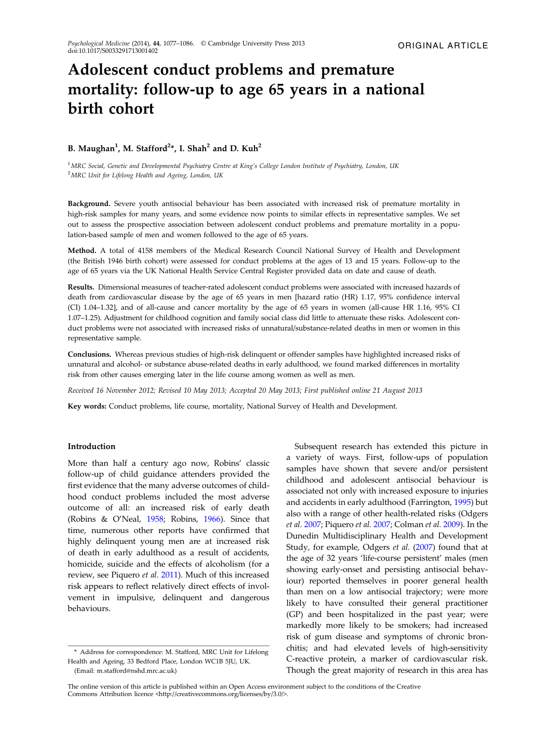ORIGINAL ARTICLE

# Adolescent conduct problems and premature mortality: follow-up to age 65 years in a national birth cohort

**B. Maughan[1], M. Stafford[2]*, I. Shah[2] and D. Kuh[2]**

[1] MRC Social, Genetic and Developmental Psychiatry Centre at King's College London Institute of Psychiatry, London, UK
[2] MRC Unit for Lifelong Health and Ageing, London, UK

**Background.** Severe youth antisocial behaviour has been associated with increased risk of premature mortality in high-risk samples for many years, and some evidence now points to similar effects in representative samples. We set out to assess the prospective association between adolescent conduct problems and premature mortality in a population-based sample of men and women followed to the age of 65 years.

**Method.** A total of 4158 members of the Medical Research Council National Survey of Health and Development (the British 1946 birth cohort) were assessed for conduct problems at the ages of 13 and 15 years. Follow-up to the age of 65 years via the UK National Health Service Central Register provided data on date and cause of death.

**Results.** Dimensional measures of teacher-rated adolescent conduct problems were associated with increased hazards of death from cardiovascular disease by the age of 65 years in men [hazard ratio (HR) 1.17, 95% confidence interval (CI) 1.04–1.32], and of all-cause and cancer mortality by the age of 65 years in women (all-cause HR 1.16, 95% CI 1.07–1.25). Adjustment for childhood cognition and family social class did little to attenuate these risks. Adolescent conduct problems were not associated with increased risks of unnatural/substance-related deaths in men or women in this representative sample.

**Conclusions.** Whereas previous studies of high-risk delinquent or offender samples have highlighted increased risks of unnatural and alcohol- or substance abuse-related deaths in early adulthood, we found marked differences in mortality risk from other causes emerging later in the life course among women as well as men.

*Received 16 November 2012; Revised 10 May 2013; Accepted 20 May 2013; First published online 21 August 2013*

**Key words:** Conduct problems, life course, mortality, National Survey of Health and Development.

## Introduction

More than half a century ago now, Robins' classic follow-up of child guidance attenders provided the first evidence that the many adverse outcomes of childhood conduct problems included the most adverse outcome of all: an increased risk of early death (Robins & O'Neal, 1958; Robins, 1966). Since that time, numerous other reports have confirmed that highly delinquent young men are at increased risk of death in early adulthood as a result of accidents, homicide, suicide and the effects of alcoholism (for a review, see Piquero *et al.* 2011). Much of this increased risk appears to reflect relatively direct effects of involvement in impulsive, delinquent and dangerous behaviours.

Subsequent research has extended this picture in a variety of ways. First, follow-ups of population samples have shown that severe and/or persistent childhood and adolescent antisocial behaviour is associated not only with increased exposure to injuries and accidents in early adulthood (Farrington, 1995) but also with a range of other health-related risks (Odgers *et al.* 2007; Piquero *et al.* 2007; Colman *et al.* 2009). In the Dunedin Multidisciplinary Health and Development Study, for example, Odgers *et al.* (2007) found that at the age of 32 years 'life-course persistent' males (men showing early-onset and persisting antisocial behaviour) reported themselves in poorer general health than men on a low antisocial trajectory; were more likely to have consulted their general practitioner (GP) and been hospitalized in the past year; were markedly more likely to be smokers; had increased risk of gum disease and symptoms of chronic bronchitis; and had elevated levels of high-sensitivity C-reactive protein, a marker of cardiovascular risk. Though the great majority of research in this area has

\* Address for correspondence: M. Stafford, MRC Unit for Lifelong Health and Ageing, 33 Bedford Place, London WC1B 5JU, UK. (Email: m.stafford@nshd.mrc.ac.uk)

The online version of this article is published within an Open Access environment subject to the conditions of the Creative Commons Attribution licence <http://creativecommons.org/licenses/by/3.0/>.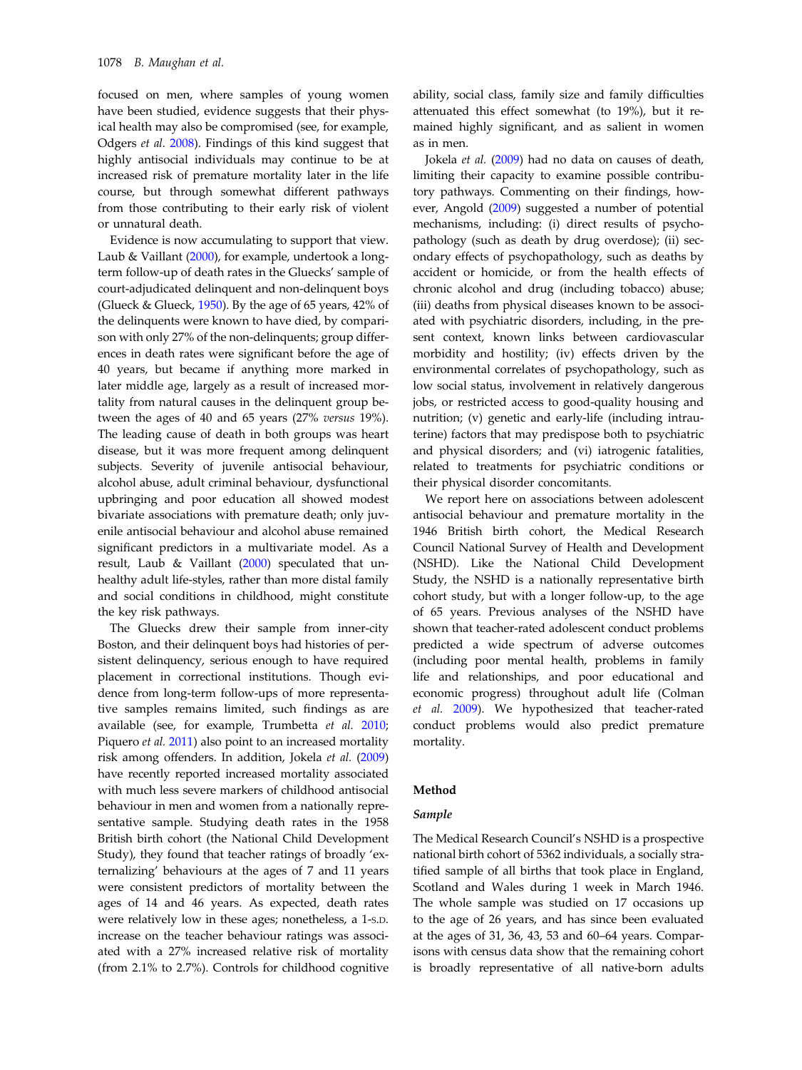focused on men, where samples of young women have been studied, evidence suggests that their physical health may also be compromised (see, for example, Odgers *et al.* 2008). Findings of this kind suggest that highly antisocial individuals may continue to be at increased risk of premature mortality later in the life course, but through somewhat different pathways from those contributing to their early risk of violent or unnatural death.

Evidence is now accumulating to support that view. Laub & Vaillant (2000), for example, undertook a long-term follow-up of death rates in the Gluecks' sample of court-adjudicated delinquent and non-delinquent boys (Glueck & Glueck, 1950). By the age of 65 years, 42% of the delinquents were known to have died, by comparison with only 27% of the non-delinquents; group differences in death rates were significant before the age of 40 years, but became if anything more marked in later middle age, largely as a result of increased mortality from natural causes in the delinquent group between the ages of 40 and 65 years (27% *versus* 19%). The leading cause of death in both groups was heart disease, but it was more frequent among delinquent subjects. Severity of juvenile antisocial behaviour, alcohol abuse, adult criminal behaviour, dysfunctional upbringing and poor education all showed modest bivariate associations with premature death; only juvenile antisocial behaviour and alcohol abuse remained significant predictors in a multivariate model. As a result, Laub & Vaillant (2000) speculated that unhealthy adult life-styles, rather than more distal family and social conditions in childhood, might constitute the key risk pathways.

The Gluecks drew their sample from inner-city Boston, and their delinquent boys had histories of persistent delinquency, serious enough to have required placement in correctional institutions. Though evidence from long-term follow-ups of more representative samples remains limited, such findings as are available (see, for example, Trumbetta *et al.* 2010; Piquero *et al.* 2011) also point to an increased mortality risk among offenders. In addition, Jokela *et al.* (2009) have recently reported increased mortality associated with much less severe markers of childhood antisocial behaviour in men and women from a nationally representative sample. Studying death rates in the 1958 British birth cohort (the National Child Development Study), they found that teacher ratings of broadly 'externalizing' behaviours at the ages of 7 and 11 years were consistent predictors of mortality between the ages of 14 and 46 years. As expected, death rates were relatively low in these ages; nonetheless, a 1-S.D. increase on the teacher behaviour ratings was associated with a 27% increased relative risk of mortality (from 2.1% to 2.7%). Controls for childhood cognitive ability, social class, family size and family difficulties attenuated this effect somewhat (to 19%), but it remained highly significant, and as salient in women as in men.

Jokela *et al.* (2009) had no data on causes of death, limiting their capacity to examine possible contributory pathways. Commenting on their findings, however, Angold (2009) suggested a number of potential mechanisms, including: (i) direct results of psychopathology (such as death by drug overdose); (ii) secondary effects of psychopathology, such as deaths by accident or homicide, or from the health effects of chronic alcohol and drug (including tobacco) abuse; (iii) deaths from physical diseases known to be associated with psychiatric disorders, including, in the present context, known links between cardiovascular morbidity and hostility; (iv) effects driven by the environmental correlates of psychopathology, such as low social status, involvement in relatively dangerous jobs, or restricted access to good-quality housing and nutrition; (v) genetic and early-life (including intrauterine) factors that may predispose both to psychiatric and physical disorders; and (vi) iatrogenic fatalities, related to treatments for psychiatric conditions or their physical disorder concomitants.

We report here on associations between adolescent antisocial behaviour and premature mortality in the 1946 British birth cohort, the Medical Research Council National Survey of Health and Development (NSHD). Like the National Child Development Study, the NSHD is a nationally representative birth cohort study, but with a longer follow-up, to the age of 65 years. Previous analyses of the NSHD have shown that teacher-rated adolescent conduct problems predicted a wide spectrum of adverse outcomes (including poor mental health, problems in family life and relationships, and poor educational and economic progress) throughout adult life (Colman *et al.* 2009). We hypothesized that teacher-rated conduct problems would also predict premature mortality.

## Method

### *Sample*

The Medical Research Council's NSHD is a prospective national birth cohort of 5362 individuals, a socially stratified sample of all births that took place in England, Scotland and Wales during 1 week in March 1946. The whole sample was studied on 17 occasions up to the age of 26 years, and has since been evaluated at the ages of 31, 36, 43, 53 and 60–64 years. Comparisons with census data show that the remaining cohort is broadly representative of all native-born adults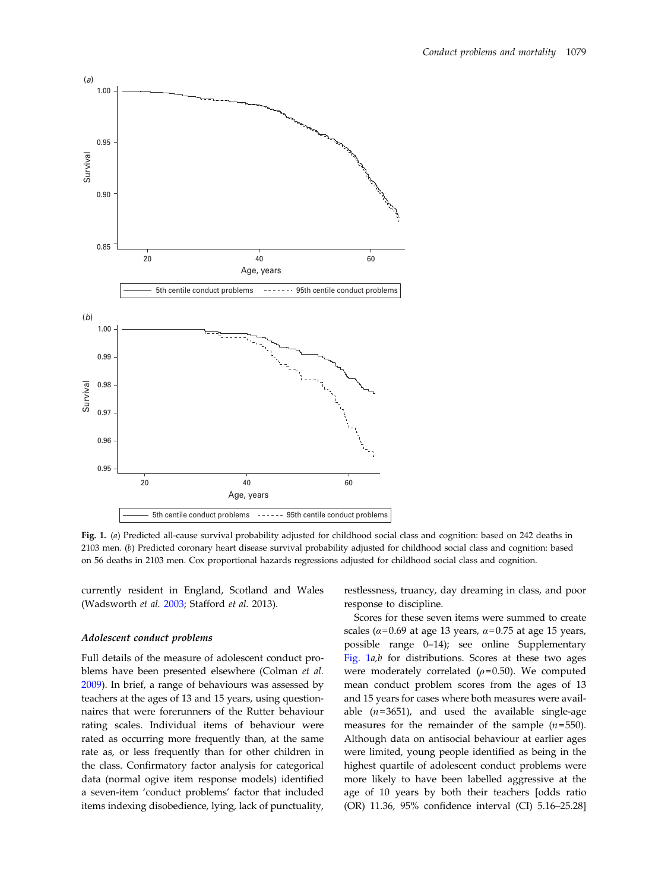**Fig. 1.** (*a*) Predicted all-cause survival probability adjusted for childhood social class and cognition: based on 242 deaths in 2103 men. (*b*) Predicted coronary heart disease survival probability adjusted for childhood social class and cognition: based on 56 deaths in 2103 men. Cox proportional hazards regressions adjusted for childhood social class and cognition.

currently resident in England, Scotland and Wales (Wadsworth *et al.* 2003; Stafford *et al.* 2013).

### Adolescent conduct problems

Full details of the measure of adolescent conduct problems have been presented elsewhere (Colman *et al.* 2009). In brief, a range of behaviours was assessed by teachers at the ages of 13 and 15 years, using questionnaires that were forerunners of the Rutter behaviour rating scales. Individual items of behaviour were rated as occurring more frequently than, at the same rate as, or less frequently than for other children in the class. Confirmatory factor analysis for categorical data (normal ogive item response models) identified a seven-item 'conduct problems' factor that included items indexing disobedience, lying, lack of punctuality, restlessness, truancy, day dreaming in class, and poor response to discipline.

Scores for these seven items were summed to create scales ($\alpha$=0.69 at age 13 years, $\alpha$=0.75 at age 15 years, possible range 0–14); see online Supplementary Fig. 1*a*,*b* for distributions. Scores at these two ages were moderately correlated ($\rho$=0.50). We computed mean conduct problem scores from the ages of 13 and 15 years for cases where both measures were available ($n$=3651), and used the available single-age measures for the remainder of the sample ($n$=550). Although data on antisocial behaviour at earlier ages were limited, young people identified as being in the highest quartile of adolescent conduct problems were more likely to have been labelled aggressive at the age of 10 years by both their teachers [odds ratio (OR) 11.36, 95% confidence interval (CI) 5.16–25.28]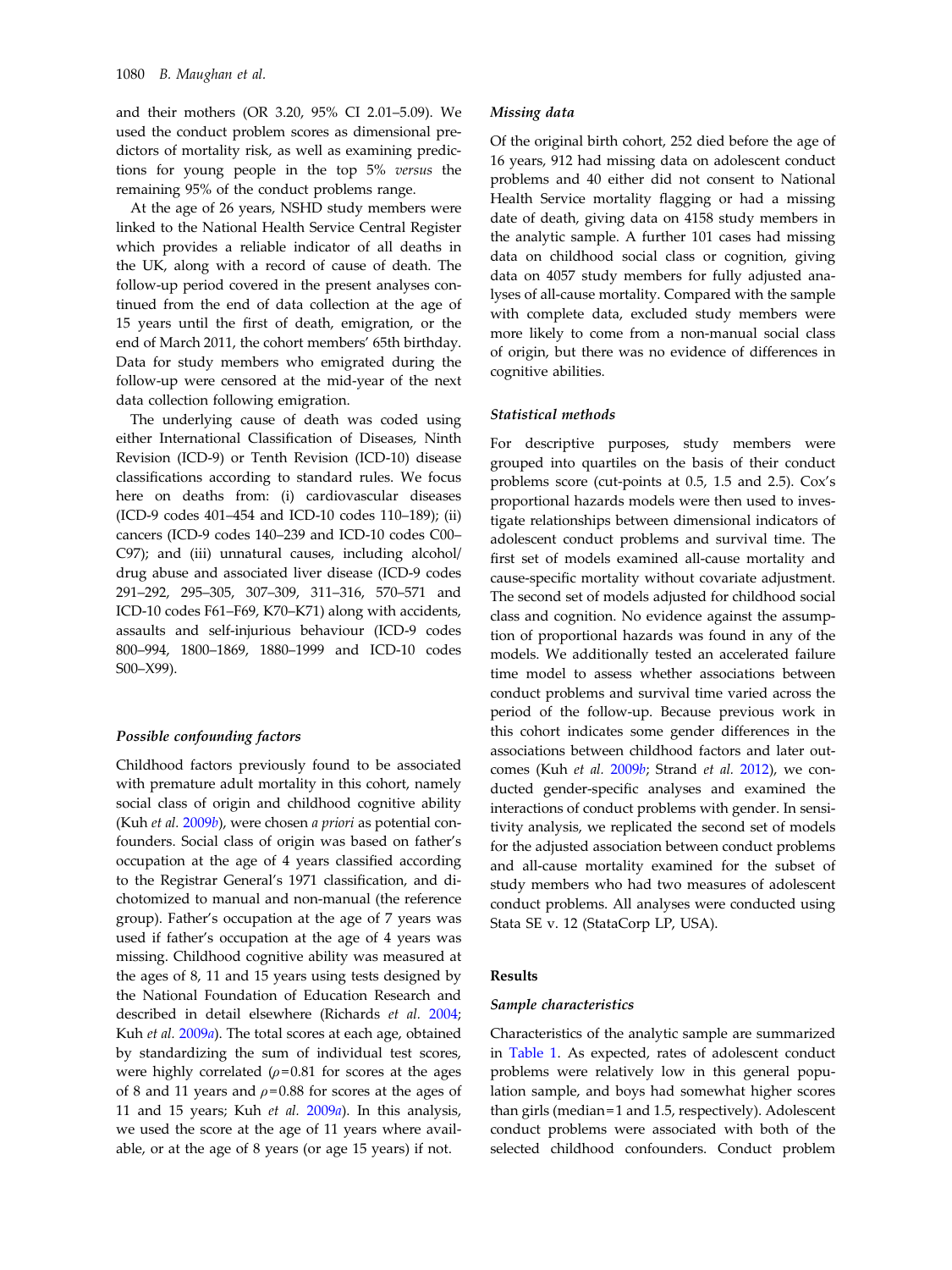and their mothers (OR 3.20, 95% CI 2.01–5.09). We used the conduct problem scores as dimensional predictors of mortality risk, as well as examining predictions for young people in the top 5% *versus* the remaining 95% of the conduct problems range.

At the age of 26 years, NSHD study members were linked to the National Health Service Central Register which provides a reliable indicator of all deaths in the UK, along with a record of cause of death. The follow-up period covered in the present analyses continued from the end of data collection at the age of 15 years until the first of death, emigration, or the end of March 2011, the cohort members' 65th birthday. Data for study members who emigrated during the follow-up were censored at the mid-year of the next data collection following emigration.

The underlying cause of death was coded using either International Classification of Diseases, Ninth Revision (ICD-9) or Tenth Revision (ICD-10) disease classifications according to standard rules. We focus here on deaths from: (i) cardiovascular diseases (ICD-9 codes 401–454 and ICD-10 codes 110–189); (ii) cancers (ICD-9 codes 140–239 and ICD-10 codes C00–C97); and (iii) unnatural causes, including alcohol/drug abuse and associated liver disease (ICD-9 codes 291–292, 295–305, 307–309, 311–316, 570–571 and ICD-10 codes F61–F69, K70–K71) along with accidents, assaults and self-injurious behaviour (ICD-9 codes 800–994, 1800–1869, 1880–1999 and ICD-10 codes S00–X99).

### *Possible confounding factors*

Childhood factors previously found to be associated with premature adult mortality in this cohort, namely social class of origin and childhood cognitive ability (Kuh *et al.* 2009*b*), were chosen *a priori* as potential confounders. Social class of origin was based on father's occupation at the age of 4 years classified according to the Registrar General's 1971 classification, and dichotomized to manual and non-manual (the reference group). Father's occupation at the age of 7 years was used if father's occupation at the age of 4 years was missing. Childhood cognitive ability was measured at the ages of 8, 11 and 15 years using tests designed by the National Foundation of Education Research and described in detail elsewhere (Richards *et al.* 2004; Kuh *et al.* 2009*a*). The total scores at each age, obtained by standardizing the sum of individual test scores, were highly correlated ($\rho = 0.81$ for scores at the ages of 8 and 11 years and $\rho = 0.88$ for scores at the ages of 11 and 15 years; Kuh *et al.* 2009*a*). In this analysis, we used the score at the age of 11 years where available, or at the age of 8 years (or age 15 years) if not.

### *Missing data*

Of the original birth cohort, 252 died before the age of 16 years, 912 had missing data on adolescent conduct problems and 40 either did not consent to National Health Service mortality flagging or had a missing date of death, giving data on 4158 study members in the analytic sample. A further 101 cases had missing data on childhood social class or cognition, giving data on 4057 study members for fully adjusted analyses of all-cause mortality. Compared with the sample with complete data, excluded study members were more likely to come from a non-manual social class of origin, but there was no evidence of differences in cognitive abilities.

### *Statistical methods*

For descriptive purposes, study members were grouped into quartiles on the basis of their conduct problems score (cut-points at 0.5, 1.5 and 2.5). Cox's proportional hazards models were then used to investigate relationships between dimensional indicators of adolescent conduct problems and survival time. The first set of models examined all-cause mortality and cause-specific mortality without covariate adjustment. The second set of models adjusted for childhood social class and cognition. No evidence against the assumption of proportional hazards was found in any of the models. We additionally tested an accelerated failure time model to assess whether associations between conduct problems and survival time varied across the period of the follow-up. Because previous work in this cohort indicates some gender differences in the associations between childhood factors and later outcomes (Kuh *et al.* 2009*b*; Strand *et al.* 2012), we conducted gender-specific analyses and examined the interactions of conduct problems with gender. In sensitivity analysis, we replicated the second set of models for the adjusted association between conduct problems and all-cause mortality examined for the subset of study members who had two measures of adolescent conduct problems. All analyses were conducted using Stata SE v. 12 (StataCorp LP, USA).

## Results

### *Sample characteristics*

Characteristics of the analytic sample are summarized in Table 1. As expected, rates of adolescent conduct problems were relatively low in this general population sample, and boys had somewhat higher scores than girls (median = 1 and 1.5, respectively). Adolescent conduct problems were associated with both of the selected childhood confounders. Conduct problem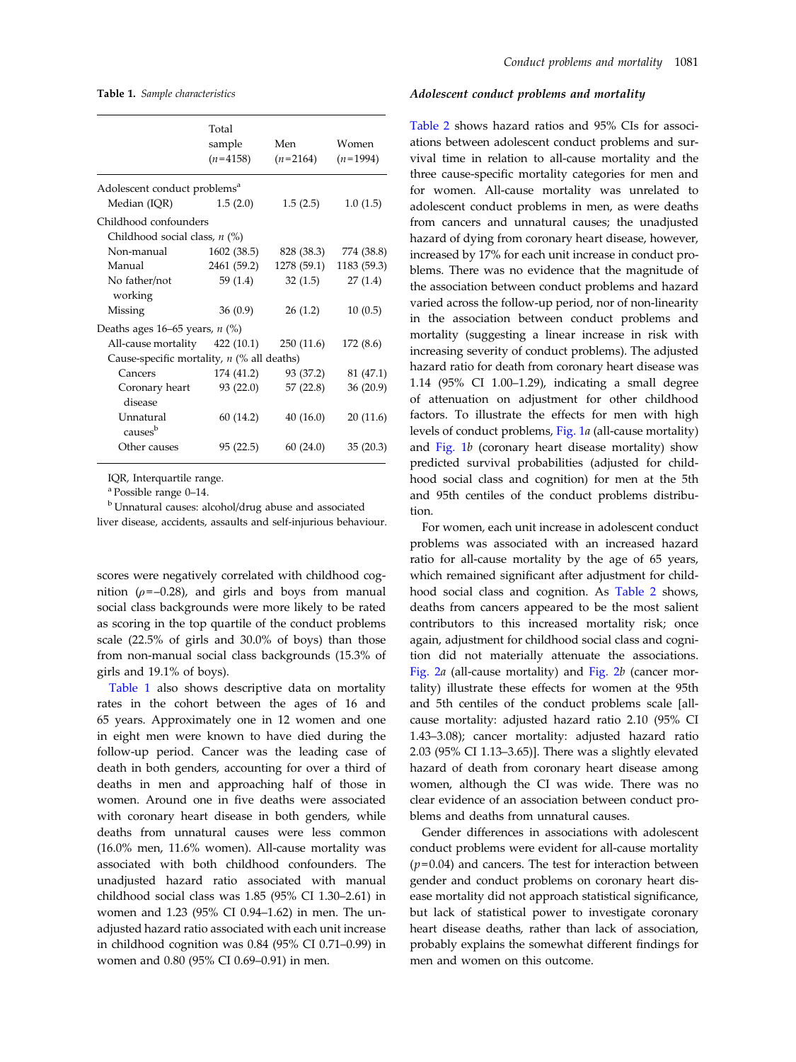**Table 1.** *Sample characteristics*

| | Total sample ($n$=4158) | Men ($n$=2164) | Women ($n$=1994) |
|---|---|---|---|
| Adolescent conduct problems[a] | | | |
| Median (IQR) | 1.5 (2.0) | 1.5 (2.5) | 1.0 (1.5) |
| Childhood confounders | | | |
| Childhood social class, $n$ (%) | | | |
| Non-manual | 1602 (38.5) | 828 (38.3) | 774 (38.8) |
| Manual | 2461 (59.2) | 1278 (59.1) | 1183 (59.3) |
| No father/not working | 59 (1.4) | 32 (1.5) | 27 (1.4) |
| Missing | 36 (0.9) | 26 (1.2) | 10 (0.5) |
| Deaths ages 16–65 years, $n$ (%) | | | |
| All-cause mortality | 422 (10.1) | 250 (11.6) | 172 (8.6) |
| Cause-specific mortality, $n$ (% all deaths) | | | |
| Cancers | 174 (41.2) | 93 (37.2) | 81 (47.1) |
| Coronary heart disease | 93 (22.0) | 57 (22.8) | 36 (20.9) |
| Unnatural causes[b] | 60 (14.2) | 40 (16.0) | 20 (11.6) |
| Other causes | 95 (22.5) | 60 (24.0) | 35 (20.3) |

IQR, Interquartile range.

[a] Possible range 0–14.

[b] Unnatural causes: alcohol/drug abuse and associated liver disease, accidents, assaults and self-injurious behaviour.

scores were negatively correlated with childhood cognition ($\rho$=−0.28), and girls and boys from manual social class backgrounds were more likely to be rated as scoring in the top quartile of the conduct problems scale (22.5% of girls and 30.0% of boys) than those from non-manual social class backgrounds (15.3% of girls and 19.1% of boys).

Table 1 also shows descriptive data on mortality rates in the cohort between the ages of 16 and 65 years. Approximately one in 12 women and one in eight men were known to have died during the follow-up period. Cancer was the leading case of death in both genders, accounting for over a third of deaths in men and approaching half of those in women. Around one in five deaths were associated with coronary heart disease in both genders, while deaths from unnatural causes were less common (16.0% men, 11.6% women). All-cause mortality was associated with both childhood confounders. The unadjusted hazard ratio associated with manual childhood social class was 1.85 (95% CI 1.30–2.61) in women and 1.23 (95% CI 0.94–1.62) in men. The unadjusted hazard ratio associated with each unit increase in childhood cognition was 0.84 (95% CI 0.71–0.99) in women and 0.80 (95% CI 0.69–0.91) in men.

### *Adolescent conduct problems and mortality*

Table 2 shows hazard ratios and 95% CIs for associations between adolescent conduct problems and survival time in relation to all-cause mortality and the three cause-specific mortality categories for men and for women. All-cause mortality was unrelated to adolescent conduct problems in men, as were deaths from cancers and unnatural causes; the unadjusted hazard of dying from coronary heart disease, however, increased by 17% for each unit increase in conduct problems. There was no evidence that the magnitude of the association between conduct problems and hazard varied across the follow-up period, nor of non-linearity in the association between conduct problems and mortality (suggesting a linear increase in risk with increasing severity of conduct problems). The adjusted hazard ratio for death from coronary heart disease was 1.14 (95% CI 1.00–1.29), indicating a small degree of attenuation on adjustment for other childhood factors. To illustrate the effects for men with high levels of conduct problems, Fig. 1*a* (all-cause mortality) and Fig. 1*b* (coronary heart disease mortality) show predicted survival probabilities (adjusted for childhood social class and cognition) for men at the 5th and 95th centiles of the conduct problems distribution.

For women, each unit increase in adolescent conduct problems was associated with an increased hazard ratio for all-cause mortality by the age of 65 years, which remained significant after adjustment for childhood social class and cognition. As Table 2 shows, deaths from cancers appeared to be the most salient contributors to this increased mortality risk; once again, adjustment for childhood social class and cognition did not materially attenuate the associations. Fig. 2*a* (all-cause mortality) and Fig. 2*b* (cancer mortality) illustrate these effects for women at the 95th and 5th centiles of the conduct problems scale [all-cause mortality: adjusted hazard ratio 2.10 (95% CI 1.43–3.08); cancer mortality: adjusted hazard ratio 2.03 (95% CI 1.13–3.65)]. There was a slightly elevated hazard of death from coronary heart disease among women, although the CI was wide. There was no clear evidence of an association between conduct problems and deaths from unnatural causes.

Gender differences in associations with adolescent conduct problems were evident for all-cause mortality ($p$=0.04) and cancers. The test for interaction between gender and conduct problems on coronary heart disease mortality did not approach statistical significance, but lack of statistical power to investigate coronary heart disease deaths, rather than lack of association, probably explains the somewhat different findings for men and women on this outcome.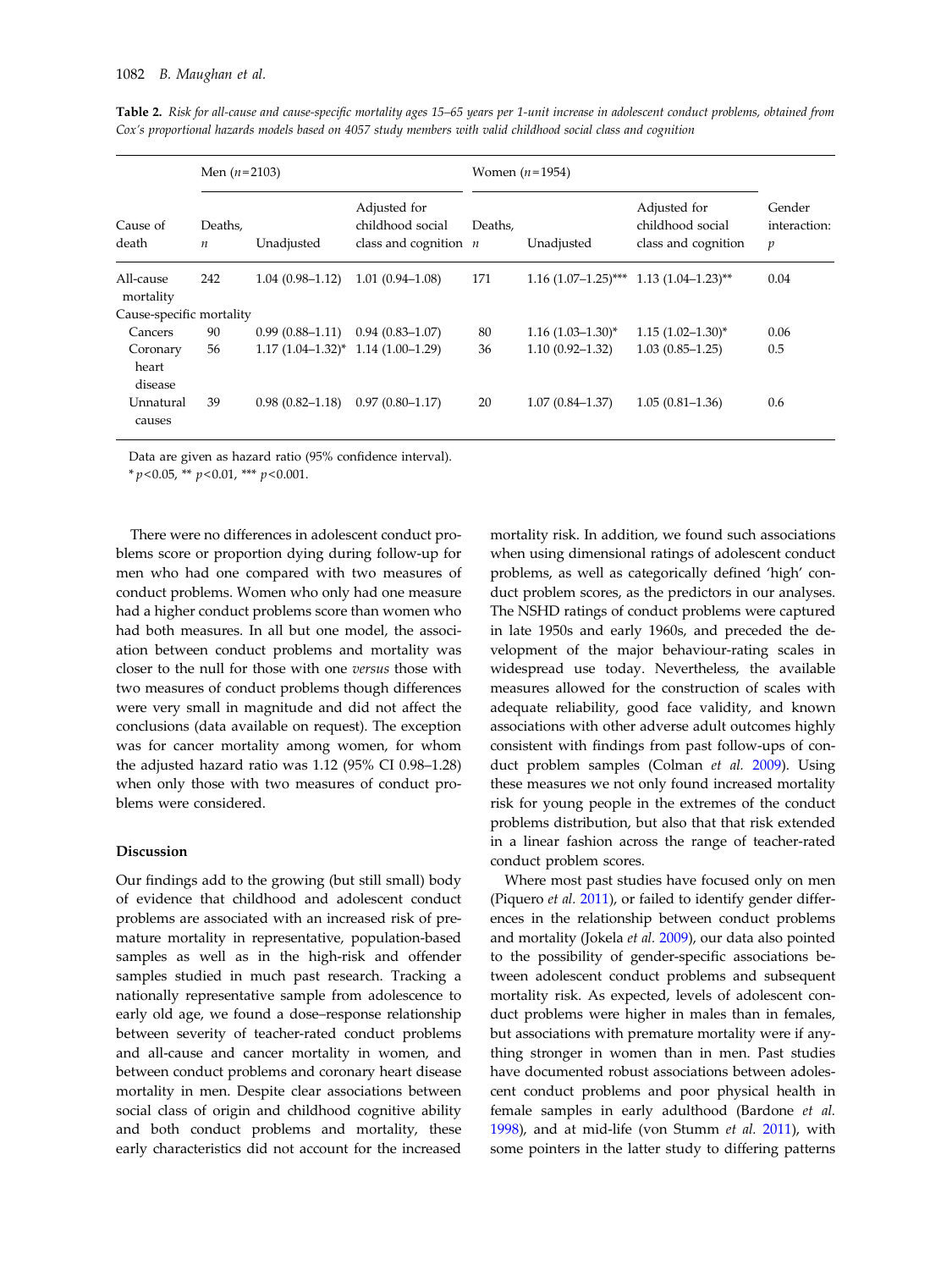**Table 2.** *Risk for all-cause and cause-specific mortality ages 15–65 years per 1-unit increase in adolescent conduct problems, obtained from Cox's proportional hazards models based on 4057 study members with valid childhood social class and cognition*

| | Men ($n$=2103) | | | Women ($n$=1954) | | | |
|---|---|---|---|---|---|---|---|
| Cause of death | Deaths, $n$ | Unadjusted | Adjusted for childhood social class and cognition | Deaths, $n$ | Unadjusted | Adjusted for childhood social class and cognition | Gender interaction: $p$ |
| All-cause mortality | 242 | 1.04 (0.98–1.12) | 1.01 (0.94–1.08) | 171 | 1.16 (1.07–1.25)*** | 1.13 (1.04–1.23)** | 0.04 |
| Cause-specific mortality | | | | | | | |
| Cancers | 90 | 0.99 (0.88–1.11) | 0.94 (0.83–1.07) | 80 | 1.16 (1.03–1.30)* | 1.15 (1.02–1.30)* | 0.06 |
| Coronary heart disease | 56 | 1.17 (1.04–1.32)* | 1.14 (1.00–1.29) | 36 | 1.10 (0.92–1.32) | 1.03 (0.85–1.25) | 0.5 |
| Unnatural causes | 39 | 0.98 (0.82–1.18) | 0.97 (0.80–1.17) | 20 | 1.07 (0.84–1.37) | 1.05 (0.81–1.36) | 0.6 |

Data are given as hazard ratio (95% confidence interval).

* $p<0.05$, ** $p<0.01$, *** $p<0.001$.

There were no differences in adolescent conduct problems score or proportion dying during follow-up for men who had one compared with two measures of conduct problems. Women who only had one measure had a higher conduct problems score than women who had both measures. In all but one model, the association between conduct problems and mortality was closer to the null for those with one *versus* those with two measures of conduct problems though differences were very small in magnitude and did not affect the conclusions (data available on request). The exception was for cancer mortality among women, for whom the adjusted hazard ratio was 1.12 (95% CI 0.98–1.28) when only those with two measures of conduct problems were considered.

## Discussion

Our findings add to the growing (but still small) body of evidence that childhood and adolescent conduct problems are associated with an increased risk of premature mortality in representative, population-based samples as well as in the high-risk and offender samples studied in much past research. Tracking a nationally representative sample from adolescence to early old age, we found a dose–response relationship between severity of teacher-rated conduct problems and all-cause and cancer mortality in women, and between conduct problems and coronary heart disease mortality in men. Despite clear associations between social class of origin and childhood cognitive ability and both conduct problems and mortality, these early characteristics did not account for the increased mortality risk. In addition, we found such associations when using dimensional ratings of adolescent conduct problems, as well as categorically defined 'high' conduct problem scores, as the predictors in our analyses. The NSHD ratings of conduct problems were captured in late 1950s and early 1960s, and preceded the development of the major behaviour-rating scales in widespread use today. Nevertheless, the available measures allowed for the construction of scales with adequate reliability, good face validity, and known associations with other adverse adult outcomes highly consistent with findings from past follow-ups of conduct problem samples (Colman *et al.* 2009). Using these measures we not only found increased mortality risk for young people in the extremes of the conduct problems distribution, but also that that risk extended in a linear fashion across the range of teacher-rated conduct problem scores.

Where most past studies have focused only on men (Piquero *et al.* 2011), or failed to identify gender differences in the relationship between conduct problems and mortality (Jokela *et al.* 2009), our data also pointed to the possibility of gender-specific associations between adolescent conduct problems and subsequent mortality risk. As expected, levels of adolescent conduct problems were higher in males than in females, but associations with premature mortality were if anything stronger in women than in men. Past studies have documented robust associations between adolescent conduct problems and poor physical health in female samples in early adulthood (Bardone *et al.* 1998), and at mid-life (von Stumm *et al.* 2011), with some pointers in the latter study to differing patterns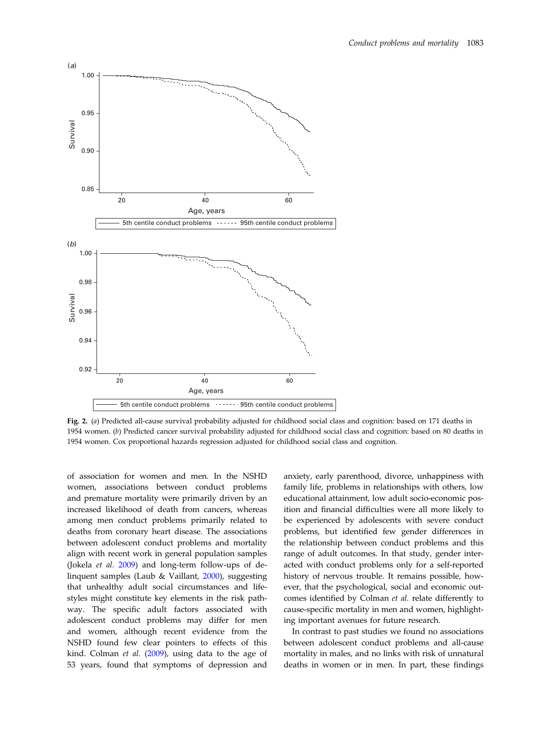Fig. 2. (*a*) Predicted all-cause survival probability adjusted for childhood social class and cognition: based on 171 deaths in 1954 women. (*b*) Predicted cancer survival probability adjusted for childhood social class and cognition: based on 80 deaths in 1954 women. Cox proportional hazards regression adjusted for childhood social class and cognition.

of association for women and men. In the NSHD women, associations between conduct problems and premature mortality were primarily driven by an increased likelihood of death from cancers, whereas among men conduct problems primarily related to deaths from coronary heart disease. The associations between adolescent conduct problems and mortality align with recent work in general population samples (Jokela *et al.* 2009) and long-term follow-ups of delinquent samples (Laub & Vaillant, 2000), suggesting that unhealthy adult social circumstances and lifestyles might constitute key elements in the risk pathway. The specific adult factors associated with adolescent conduct problems may differ for men and women, although recent evidence from the NSHD found few clear pointers to effects of this kind. Colman *et al.* (2009), using data to the age of 53 years, found that symptoms of depression and anxiety, early parenthood, divorce, unhappiness with family life, problems in relationships with others, low educational attainment, low adult socio-economic position and financial difficulties were all more likely to be experienced by adolescents with severe conduct problems, but identified few gender differences in the relationship between conduct problems and this range of adult outcomes. In that study, gender interacted with conduct problems only for a self-reported history of nervous trouble. It remains possible, however, that the psychological, social and economic outcomes identified by Colman *et al.* relate differently to cause-specific mortality in men and women, highlighting important avenues for future research.

In contrast to past studies we found no associations between adolescent conduct problems and all-cause mortality in males, and no links with risk of unnatural deaths in women or in men. In part, these findings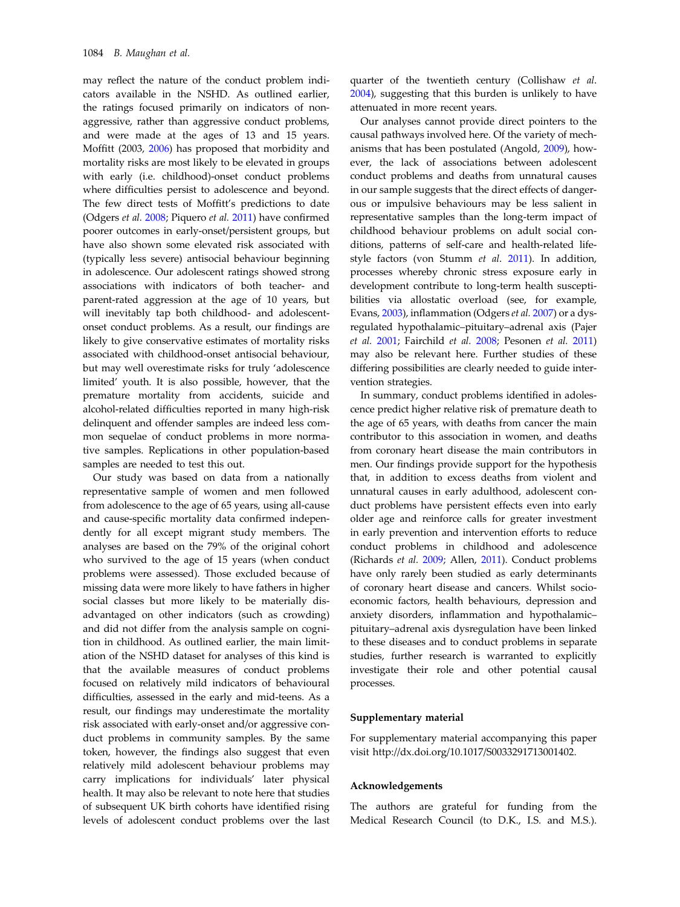may reflect the nature of the conduct problem indicators available in the NSHD. As outlined earlier, the ratings focused primarily on indicators of non-aggressive, rather than aggressive conduct problems, and were made at the ages of 13 and 15 years. Moffitt (2003, 2006) has proposed that morbidity and mortality risks are most likely to be elevated in groups with early (i.e. childhood)-onset conduct problems where difficulties persist to adolescence and beyond. The few direct tests of Moffitt's predictions to date (Odgers *et al.* 2008; Piquero *et al.* 2011) have confirmed poorer outcomes in early-onset/persistent groups, but have also shown some elevated risk associated with (typically less severe) antisocial behaviour beginning in adolescence. Our adolescent ratings showed strong associations with indicators of both teacher- and parent-rated aggression at the age of 10 years, but will inevitably tap both childhood- and adolescent-onset conduct problems. As a result, our findings are likely to give conservative estimates of mortality risks associated with childhood-onset antisocial behaviour, but may well overestimate risks for truly 'adolescence limited' youth. It is also possible, however, that the premature mortality from accidents, suicide and alcohol-related difficulties reported in many high-risk delinquent and offender samples are indeed less common sequelae of conduct problems in more normative samples. Replications in other population-based samples are needed to test this out.

Our study was based on data from a nationally representative sample of women and men followed from adolescence to the age of 65 years, using all-cause and cause-specific mortality data confirmed independently for all except migrant study members. The analyses are based on the 79% of the original cohort who survived to the age of 15 years (when conduct problems were assessed). Those excluded because of missing data were more likely to have fathers in higher social classes but more likely to be materially disadvantaged on other indicators (such as crowding) and did not differ from the analysis sample on cognition in childhood. As outlined earlier, the main limitation of the NSHD dataset for analyses of this kind is that the available measures of conduct problems focused on relatively mild indicators of behavioural difficulties, assessed in the early and mid-teens. As a result, our findings may underestimate the mortality risk associated with early-onset and/or aggressive conduct problems in community samples. By the same token, however, the findings also suggest that even relatively mild adolescent behaviour problems may carry implications for individuals' later physical health. It may also be relevant to note here that studies of subsequent UK birth cohorts have identified rising levels of adolescent conduct problems over the last quarter of the twentieth century (Collishaw *et al.* 2004), suggesting that this burden is unlikely to have attenuated in more recent years.

Our analyses cannot provide direct pointers to the causal pathways involved here. Of the variety of mechanisms that has been postulated (Angold, 2009), however, the lack of associations between adolescent conduct problems and deaths from unnatural causes in our sample suggests that the direct effects of dangerous or impulsive behaviours may be less salient in representative samples than the long-term impact of childhood behaviour problems on adult social conditions, patterns of self-care and health-related lifestyle factors (von Stumm *et al.* 2011). In addition, processes whereby chronic stress exposure early in development contribute to long-term health susceptibilities via allostatic overload (see, for example, Evans, 2003), inflammation (Odgers *et al.* 2007) or a dysregulated hypothalamic–pituitary–adrenal axis (Pajer *et al.* 2001; Fairchild *et al.* 2008; Pesonen *et al.* 2011) may also be relevant here. Further studies of these differing possibilities are clearly needed to guide intervention strategies.

In summary, conduct problems identified in adolescence predict higher relative risk of premature death to the age of 65 years, with deaths from cancer the main contributor to this association in women, and deaths from coronary heart disease the main contributors in men. Our findings provide support for the hypothesis that, in addition to excess deaths from violent and unnatural causes in early adulthood, adolescent conduct problems have persistent effects even into early older age and reinforce calls for greater investment in early prevention and intervention efforts to reduce conduct problems in childhood and adolescence (Richards *et al.* 2009; Allen, 2011). Conduct problems have only rarely been studied as early determinants of coronary heart disease and cancers. Whilst socioeconomic factors, health behaviours, depression and anxiety disorders, inflammation and hypothalamic–pituitary–adrenal axis dysregulation have been linked to these diseases and to conduct problems in separate studies, further research is warranted to explicitly investigate their role and other potential causal processes.

## Supplementary material

For supplementary material accompanying this paper visit http://dx.doi.org/10.1017/S0033291713001402.

## Acknowledgements

The authors are grateful for funding from the Medical Research Council (to D.K., I.S. and M.S.).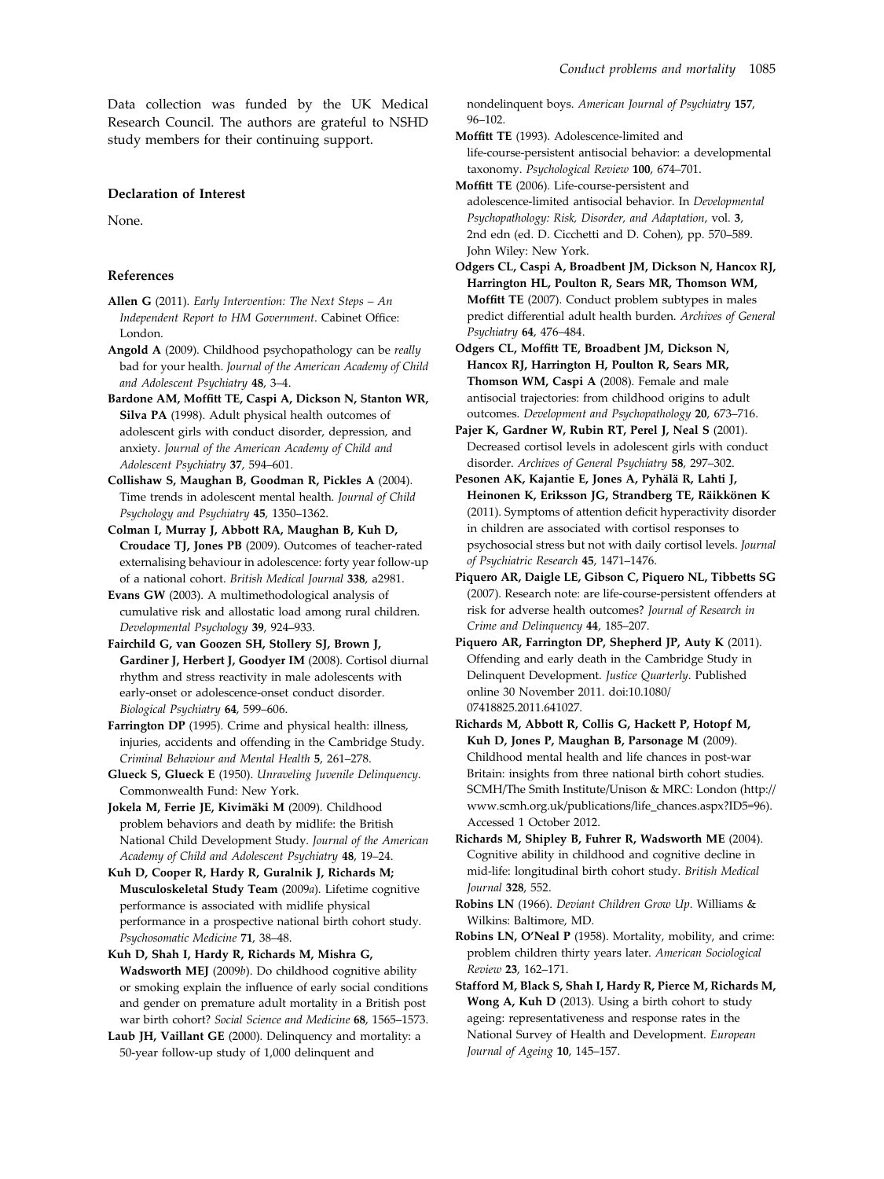Data collection was funded by the UK Medical Research Council. The authors are grateful to NSHD study members for their continuing support.

## Declaration of Interest

None.

## References

**Allen G** (2011). *Early Intervention: The Next Steps – An Independent Report to HM Government*. Cabinet Office: London.

**Angold A** (2009). Childhood psychopathology can be *really* bad for your health. *Journal of the American Academy of Child and Adolescent Psychiatry* **48**, 3–4.

**Bardone AM, Moffitt TE, Caspi A, Dickson N, Stanton WR, Silva PA** (1998). Adult physical health outcomes of adolescent girls with conduct disorder, depression, and anxiety. *Journal of the American Academy of Child and Adolescent Psychiatry* **37**, 594–601.

**Collishaw S, Maughan B, Goodman R, Pickles A** (2004). Time trends in adolescent mental health. *Journal of Child Psychology and Psychiatry* **45**, 1350–1362.

**Colman I, Murray J, Abbott RA, Maughan B, Kuh D, Croudace TJ, Jones PB** (2009). Outcomes of teacher-rated externalising behaviour in adolescence: forty year follow-up of a national cohort. *British Medical Journal* **338**, a2981.

**Evans GW** (2003). A multimethodological analysis of cumulative risk and allostatic load among rural children. *Developmental Psychology* **39**, 924–933.

**Fairchild G, van Goozen SH, Stollery SJ, Brown J, Gardiner J, Herbert J, Goodyer IM** (2008). Cortisol diurnal rhythm and stress reactivity in male adolescents with early-onset or adolescence-onset conduct disorder. *Biological Psychiatry* **64**, 599–606.

**Farrington DP** (1995). Crime and physical health: illness, injuries, accidents and offending in the Cambridge Study. *Criminal Behaviour and Mental Health* **5**, 261–278.

**Glueck S, Glueck E** (1950). *Unraveling Juvenile Delinquency*. Commonwealth Fund: New York.

**Jokela M, Ferrie JE, Kivimäki M** (2009). Childhood problem behaviors and death by midlife: the British National Child Development Study. *Journal of the American Academy of Child and Adolescent Psychiatry* **48**, 19–24.

**Kuh D, Cooper R, Hardy R, Guralnik J, Richards M; Musculoskeletal Study Team** (2009*a*). Lifetime cognitive performance is associated with midlife physical performance in a prospective national birth cohort study. *Psychosomatic Medicine* **71**, 38–48.

**Kuh D, Shah I, Hardy R, Richards M, Mishra G, Wadsworth MEJ** (2009*b*). Do childhood cognitive ability or smoking explain the influence of early social conditions and gender on premature adult mortality in a British post war birth cohort? *Social Science and Medicine* **68**, 1565–1573.

**Laub JH, Vaillant GE** (2000). Delinquency and mortality: a 50-year follow-up study of 1,000 delinquent and nondelinquent boys. *American Journal of Psychiatry* **157**, 96–102.

**Moffitt TE** (1993). Adolescence-limited and life-course-persistent antisocial behavior: a developmental taxonomy. *Psychological Review* **100**, 674–701.

**Moffitt TE** (2006). Life-course-persistent and adolescence-limited antisocial behavior. In *Developmental Psychopathology: Risk, Disorder, and Adaptation*, vol. **3**, 2nd edn (ed. D. Cicchetti and D. Cohen), pp. 570–589. John Wiley: New York.

**Odgers CL, Caspi A, Broadbent JM, Dickson N, Hancox RJ, Harrington HL, Poulton R, Sears MR, Thomson WM, Moffitt TE** (2007). Conduct problem subtypes in males predict differential adult health burden. *Archives of General Psychiatry* **64**, 476–484.

**Odgers CL, Moffitt TE, Broadbent JM, Dickson N, Hancox RJ, Harrington H, Poulton R, Sears MR, Thomson WM, Caspi A** (2008). Female and male antisocial trajectories: from childhood origins to adult outcomes. *Development and Psychopathology* **20**, 673–716.

**Pajer K, Gardner W, Rubin RT, Perel J, Neal S** (2001). Decreased cortisol levels in adolescent girls with conduct disorder. *Archives of General Psychiatry* **58**, 297–302.

**Pesonen AK, Kajantie E, Jones A, Pyhälä R, Lahti J, Heinonen K, Eriksson JG, Strandberg TE, Räikkönen K** (2011). Symptoms of attention deficit hyperactivity disorder in children are associated with cortisol responses to psychosocial stress but not with daily cortisol levels. *Journal of Psychiatric Research* **45**, 1471–1476.

**Piquero AR, Daigle LE, Gibson C, Piquero NL, Tibbetts SG** (2007). Research note: are life-course-persistent offenders at risk for adverse health outcomes? *Journal of Research in Crime and Delinquency* **44**, 185–207.

**Piquero AR, Farrington DP, Shepherd JP, Auty K** (2011). Offending and early death in the Cambridge Study in Delinquent Development. *Justice Quarterly*. Published online 30 November 2011. doi:10.1080/07418825.2011.641027.

**Richards M, Abbott R, Collis G, Hackett P, Hotopf M, Kuh D, Jones P, Maughan B, Parsonage M** (2009). Childhood mental health and life chances in post-war Britain: insights from three national birth cohort studies. SCMH/The Smith Institute/Unison & MRC: London (http://www.scmh.org.uk/publications/life_chances.aspx?ID5=96). Accessed 1 October 2012.

**Richards M, Shipley B, Fuhrer R, Wadsworth ME** (2004). Cognitive ability in childhood and cognitive decline in mid-life: longitudinal birth cohort study. *British Medical Journal* **328**, 552.

**Robins LN** (1966). *Deviant Children Grow Up*. Williams & Wilkins: Baltimore, MD.

**Robins LN, O'Neal P** (1958). Mortality, mobility, and crime: problem children thirty years later. *American Sociological Review* **23**, 162–171.

**Stafford M, Black S, Shah I, Hardy R, Pierce M, Richards M, Wong A, Kuh D** (2013). Using a birth cohort to study ageing: representativeness and response rates in the National Survey of Health and Development. *European Journal of Ageing* **10**, 145–157.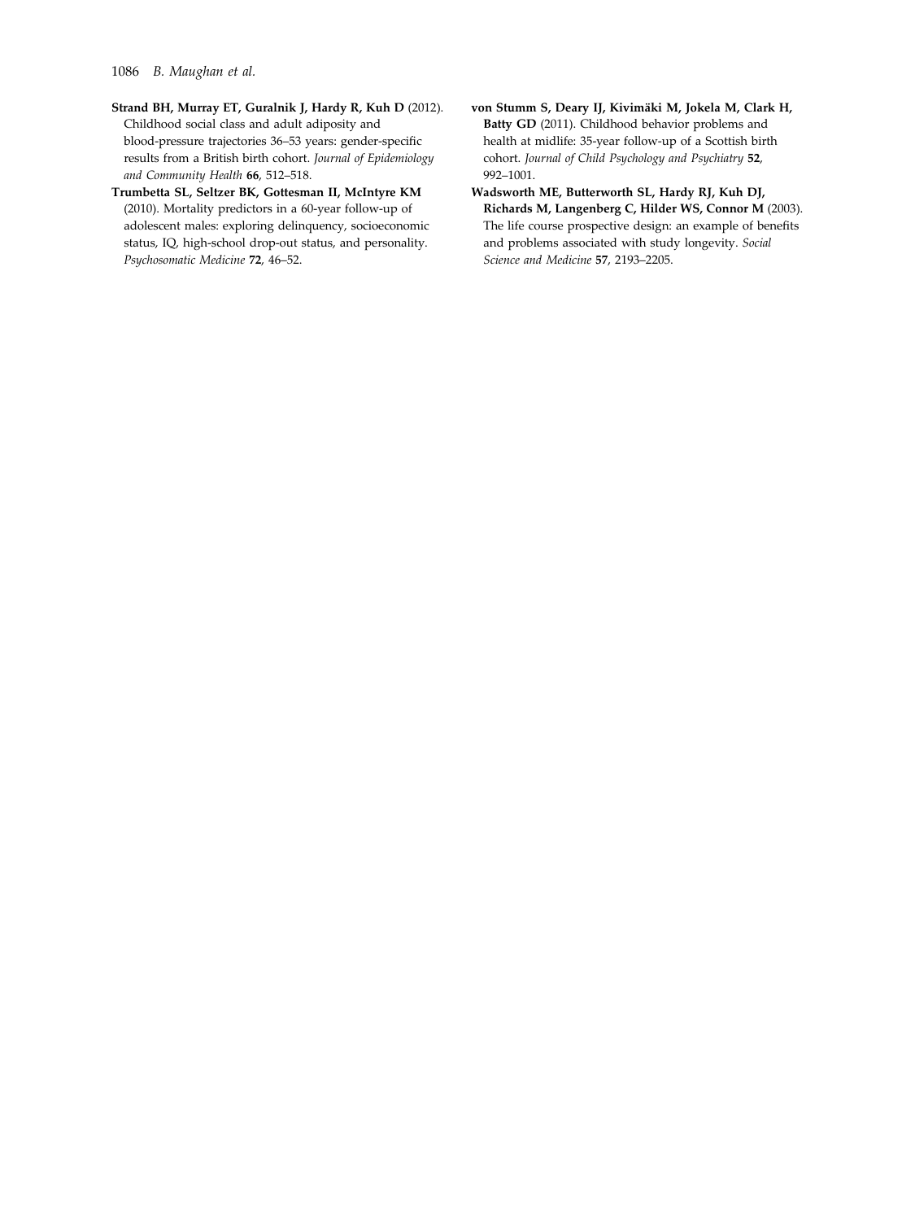**Strand BH, Murray ET, Guralnik J, Hardy R, Kuh D** (2012). Childhood social class and adult adiposity and blood-pressure trajectories 36–53 years: gender-specific results from a British birth cohort. *Journal of Epidemiology and Community Health* **66**, 512–518.

**Trumbetta SL, Seltzer BK, Gottesman II, McIntyre KM** (2010). Mortality predictors in a 60-year follow-up of adolescent males: exploring delinquency, socioeconomic status, IQ, high-school drop-out status, and personality. *Psychosomatic Medicine* **72**, 46–52.

**von Stumm S, Deary IJ, Kivimäki M, Jokela M, Clark H, Batty GD** (2011). Childhood behavior problems and health at midlife: 35-year follow-up of a Scottish birth cohort. *Journal of Child Psychology and Psychiatry* **52**, 992–1001.

**Wadsworth ME, Butterworth SL, Hardy RJ, Kuh DJ, Richards M, Langenberg C, Hilder WS, Connor M** (2003). The life course prospective design: an example of benefits and problems associated with study longevity. *Social Science and Medicine* **57**, 2193–2205.